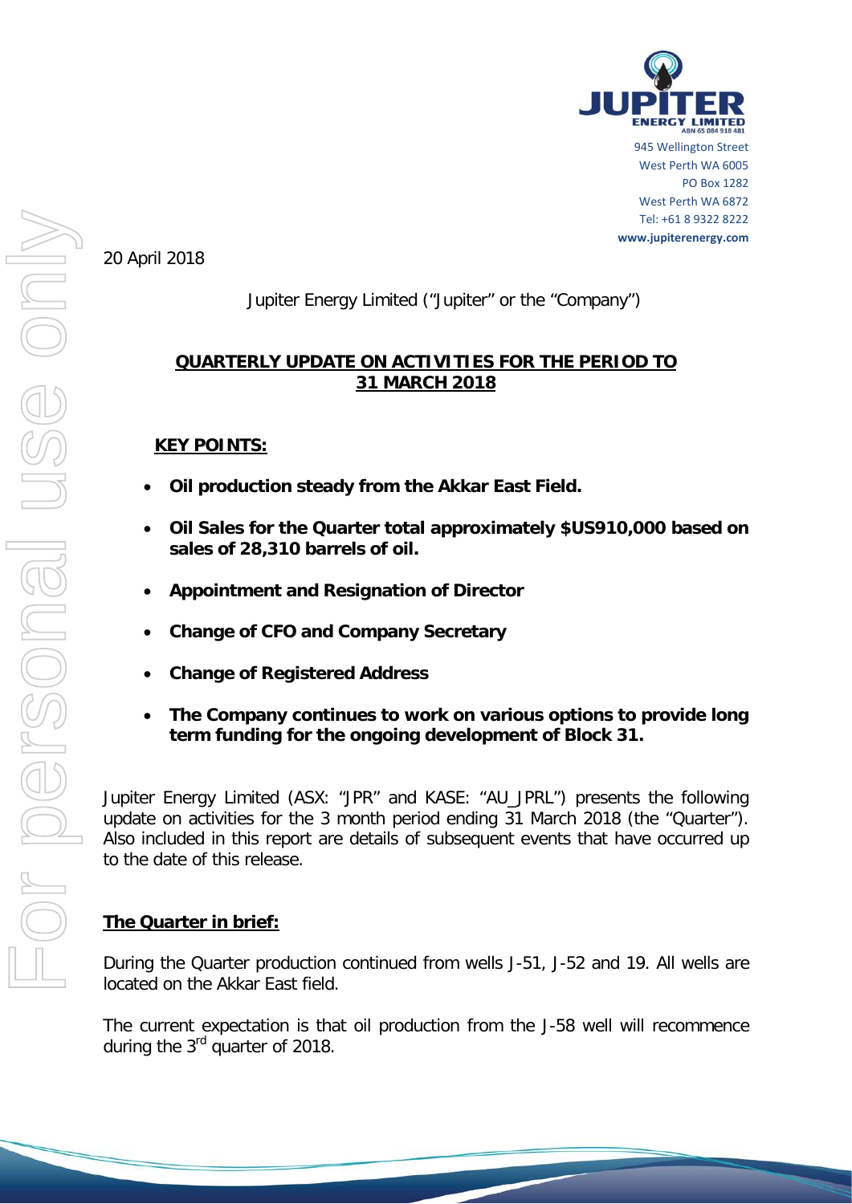JUPITER ENERGY LIMITED
ABN 65 084 918 481

945 Wellington Street
West Perth WA 6005
PO Box 1282
West Perth WA 6872
Tel: +61 8 9322 8222
www.jupiterenergy.com

20 April 2018

Jupiter Energy Limited ("Jupiter" or the "Company")

## QUARTERLY UPDATE ON ACTIVITIES FOR THE PERIOD TO 31 MARCH 2018

### KEY POINTS:

- **Oil production steady from the Akkar East Field.**
- **Oil Sales for the Quarter total approximately $US910,000 based on sales of 28,310 barrels of oil.**
- **Appointment and Resignation of Director**
- **Change of CFO and Company Secretary**
- **Change of Registered Address**
- **The Company continues to work on various options to provide long term funding for the ongoing development of Block 31.**

Jupiter Energy Limited (ASX: "JPR" and KASE: "AU_JPRL") presents the following update on activities for the 3 month period ending 31 March 2018 (the "Quarter"). Also included in this report are details of subsequent events that have occurred up to the date of this release.

### The Quarter in brief:

During the Quarter production continued from wells J-51, J-52 and 19. All wells are located on the Akkar East field.

The current expectation is that oil production from the J-58 well will recommence during the 3rd quarter of 2018.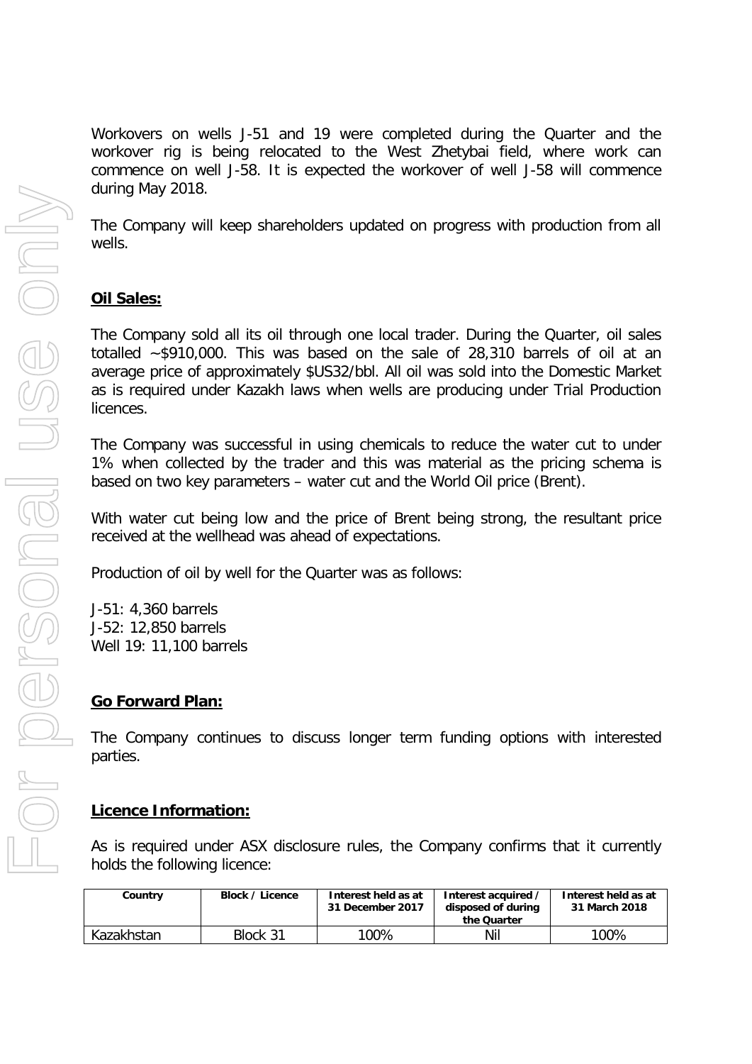Workovers on wells J-51 and 19 were completed during the Quarter and the workover rig is being relocated to the West Zhetybai field, where work can commence on well J-58. It is expected the workover of well J-58 will commence during May 2018.

The Company will keep shareholders updated on progress with production from all wells.

## **Oil Sales:**

The Company sold all its oil through one local trader. During the Quarter, oil sales totalled ~$910,000. This was based on the sale of 28,310 barrels of oil at an average price of approximately $US32/bbl. All oil was sold into the Domestic Market as is required under Kazakh laws when wells are producing under Trial Production licences.

The Company was successful in using chemicals to reduce the water cut to under 1% when collected by the trader and this was material as the pricing schema is based on two key parameters – water cut and the World Oil price (Brent).

With water cut being low and the price of Brent being strong, the resultant price received at the wellhead was ahead of expectations.

Production of oil by well for the Quarter was as follows:

J-51: 4,360 barrels
J-52: 12,850 barrels
Well 19: 11,100 barrels

## **Go Forward Plan:**

The Company continues to discuss longer term funding options with interested parties.

## **Licence Information:**

As is required under ASX disclosure rules, the Company confirms that it currently holds the following licence:

| Country | Block / Licence | Interest held as at 31 December 2017 | Interest acquired / disposed of during the Quarter | Interest held as at 31 March 2018 |
|---|---|---|---|---|
| Kazakhstan | Block 31 | 100% | Nil | 100% |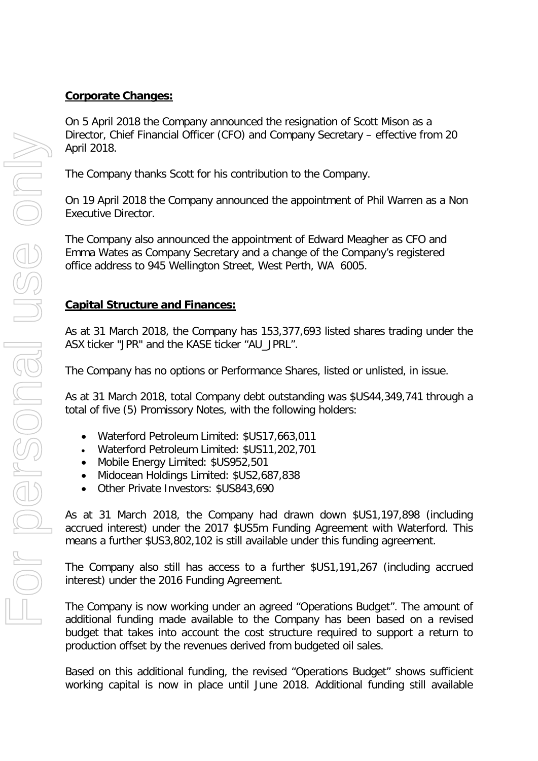**Corporate Changes:**

On 5 April 2018 the Company announced the resignation of Scott Mison as a Director, Chief Financial Officer (CFO) and Company Secretary – effective from 20 April 2018.

The Company thanks Scott for his contribution to the Company.

On 19 April 2018 the Company announced the appointment of Phil Warren as a Non Executive Director.

The Company also announced the appointment of Edward Meagher as CFO and Emma Wates as Company Secretary and a change of the Company's registered office address to 945 Wellington Street, West Perth, WA 6005.

**Capital Structure and Finances:**

As at 31 March 2018, the Company has 153,377,693 listed shares trading under the ASX ticker "JPR" and the KASE ticker "AU_JPRL".

The Company has no options or Performance Shares, listed or unlisted, in issue.

As at 31 March 2018, total Company debt outstanding was $US44,349,741 through a total of five (5) Promissory Notes, with the following holders:

- Waterford Petroleum Limited: $US17,663,011
- Waterford Petroleum Limited: $US11,202,701
- Mobile Energy Limited: $US952,501
- Midocean Holdings Limited: $US2,687,838
- Other Private Investors: $US843,690

As at 31 March 2018, the Company had drawn down $US1,197,898 (including accrued interest) under the 2017 $US5m Funding Agreement with Waterford. This means a further $US3,802,102 is still available under this funding agreement.

The Company also still has access to a further $US1,191,267 (including accrued interest) under the 2016 Funding Agreement.

The Company is now working under an agreed "Operations Budget". The amount of additional funding made available to the Company has been based on a revised budget that takes into account the cost structure required to support a return to production offset by the revenues derived from budgeted oil sales.

Based on this additional funding, the revised "Operations Budget" shows sufficient working capital is now in place until June 2018. Additional funding still available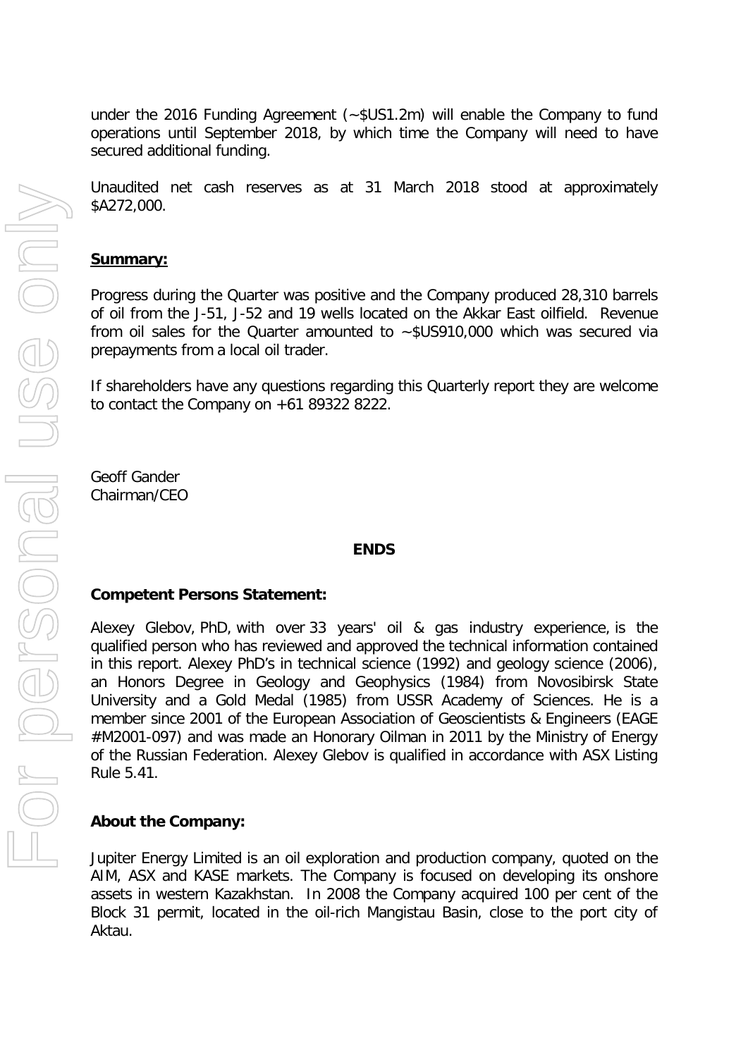under the 2016 Funding Agreement (~$US1.2m) will enable the Company to fund operations until September 2018, by which time the Company will need to have secured additional funding.

Unaudited net cash reserves as at 31 March 2018 stood at approximately $A272,000.

**Summary:**

Progress during the Quarter was positive and the Company produced 28,310 barrels of oil from the J-51, J-52 and 19 wells located on the Akkar East oilfield. Revenue from oil sales for the Quarter amounted to ~$US910,000 which was secured via prepayments from a local oil trader.

If shareholders have any questions regarding this Quarterly report they are welcome to contact the Company on +61 89322 8222.

Geoff Gander
Chairman/CEO

**ENDS**

**Competent Persons Statement:**

Alexey Glebov, PhD, with over 33 years' oil & gas industry experience, is the qualified person who has reviewed and approved the technical information contained in this report. Alexey PhD's in technical science (1992) and geology science (2006), an Honors Degree in Geology and Geophysics (1984) from Novosibirsk State University and a Gold Medal (1985) from USSR Academy of Sciences. He is a member since 2001 of the European Association of Geoscientists & Engineers (EAGE #M2001-097) and was made an Honorary Oilman in 2011 by the Ministry of Energy of the Russian Federation. Alexey Glebov is qualified in accordance with ASX Listing Rule 5.41.

**About the Company:**

Jupiter Energy Limited is an oil exploration and production company, quoted on the AIM, ASX and KASE markets. The Company is focused on developing its onshore assets in western Kazakhstan. In 2008 the Company acquired 100 per cent of the Block 31 permit, located in the oil-rich Mangistau Basin, close to the port city of Aktau.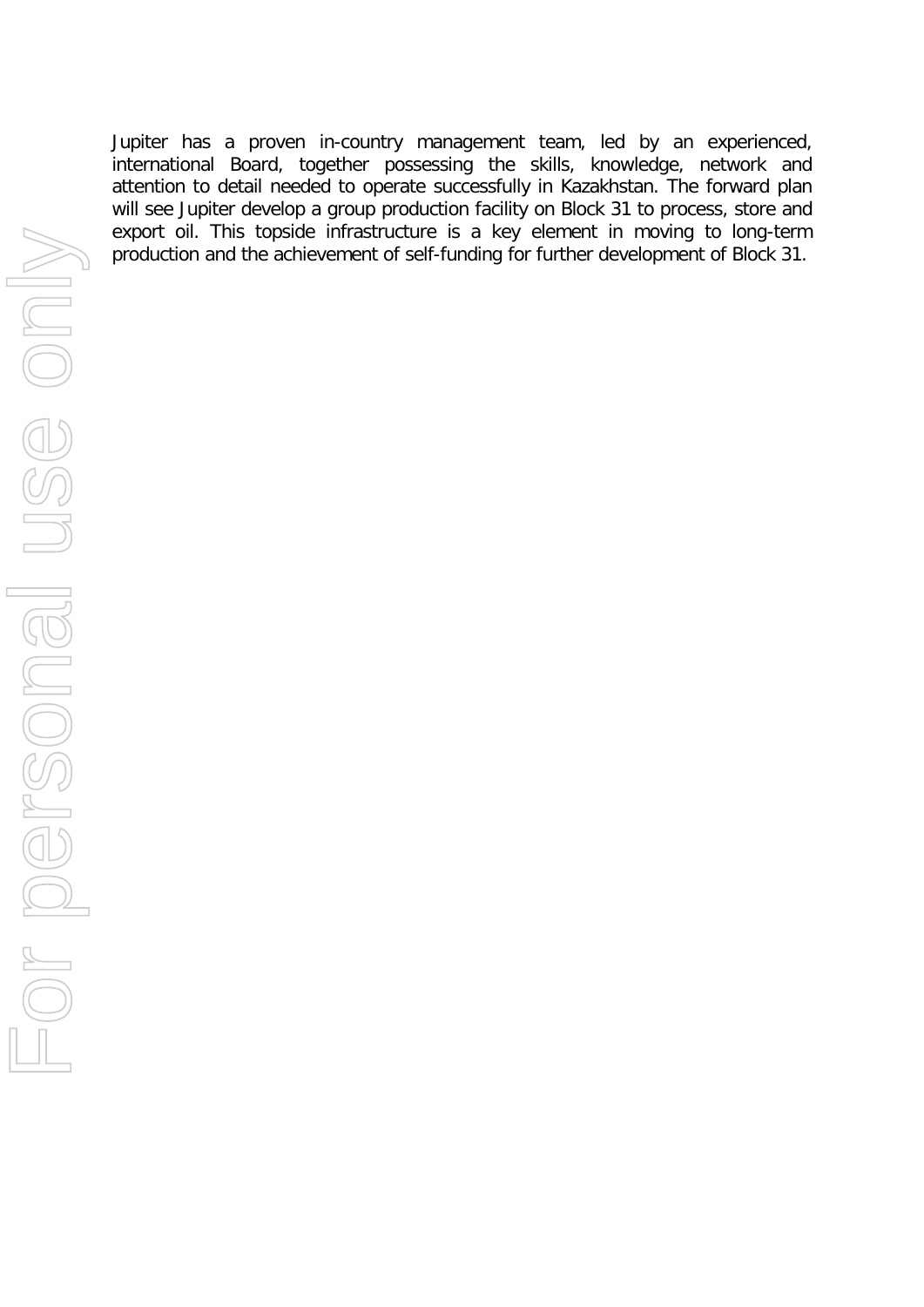Jupiter has a proven in-country management team, led by an experienced, international Board, together possessing the skills, knowledge, network and attention to detail needed to operate successfully in Kazakhstan. The forward plan will see Jupiter develop a group production facility on Block 31 to process, store and export oil. This topside infrastructure is a key element in moving to long-term production and the achievement of self-funding for further development of Block 31.